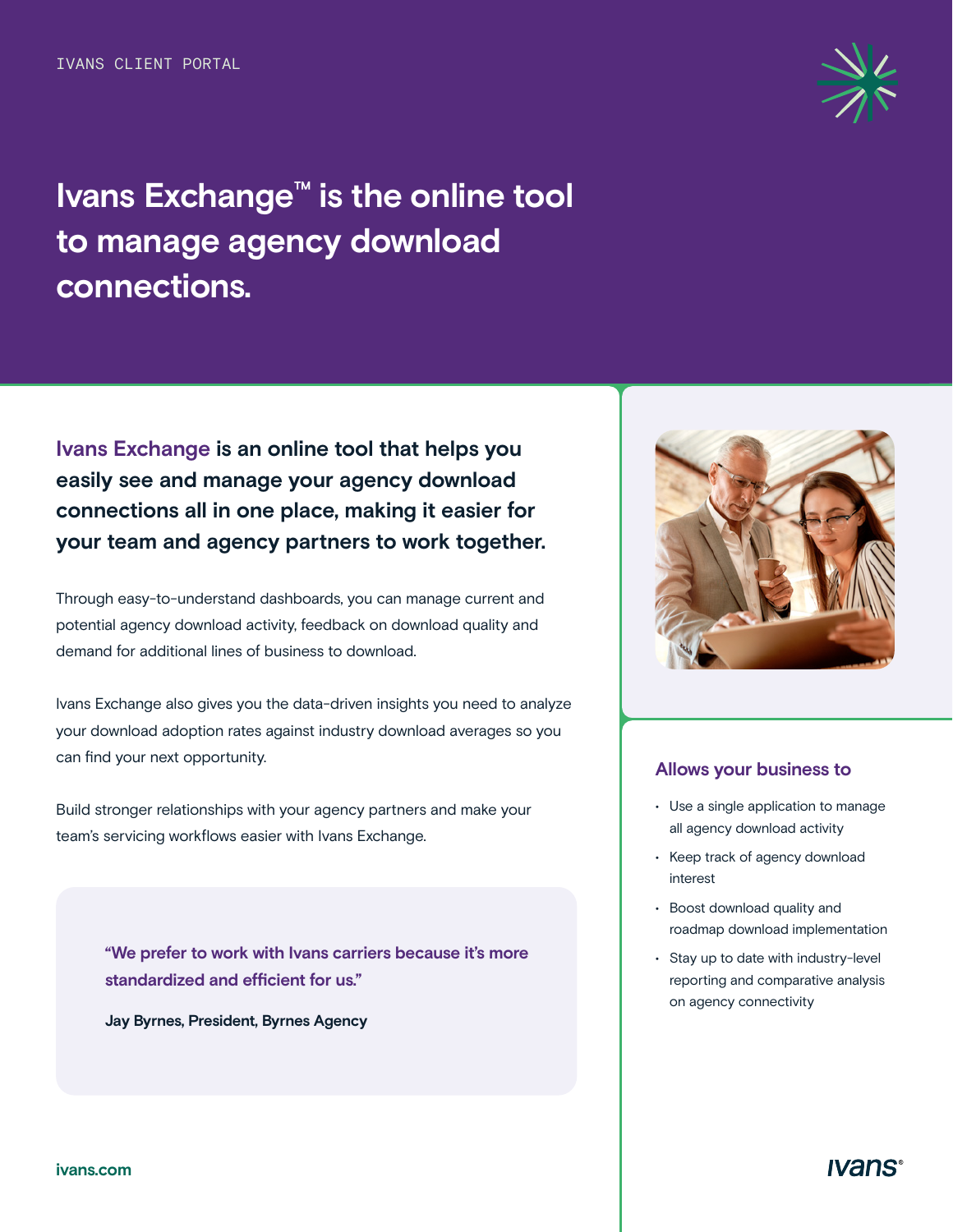IVANS CLIENT PORTAL

# Ivans Exchange™ is the online tool to manage agency download connections.

**Ivans Exchange is an online tool that helps you easily see and manage your agency download connections all in one place, making it easier for your team and agency partners to work together.**

Through easy-to-understand dashboards, you can manage current and potential agency download activity, feedback on download quality and demand for additional lines of business to download.

Ivans Exchange also gives you the data-driven insights you need to analyze your download adoption rates against industry download averages so you can find your next opportunity.

Build stronger relationships with your agency partners and make your team's servicing workflows easier with Ivans Exchange.

> "We prefer to work with Ivans carriers because it's more standardized and efficient for us."
>
> **Jay Byrnes, President, Byrnes Agency**

## Allows your business to

- Use a single application to manage all agency download activity
- Keep track of agency download interest
- Boost download quality and roadmap download implementation
- Stay up to date with industry-level reporting and comparative analysis on agency connectivity

ivans.com

ivans®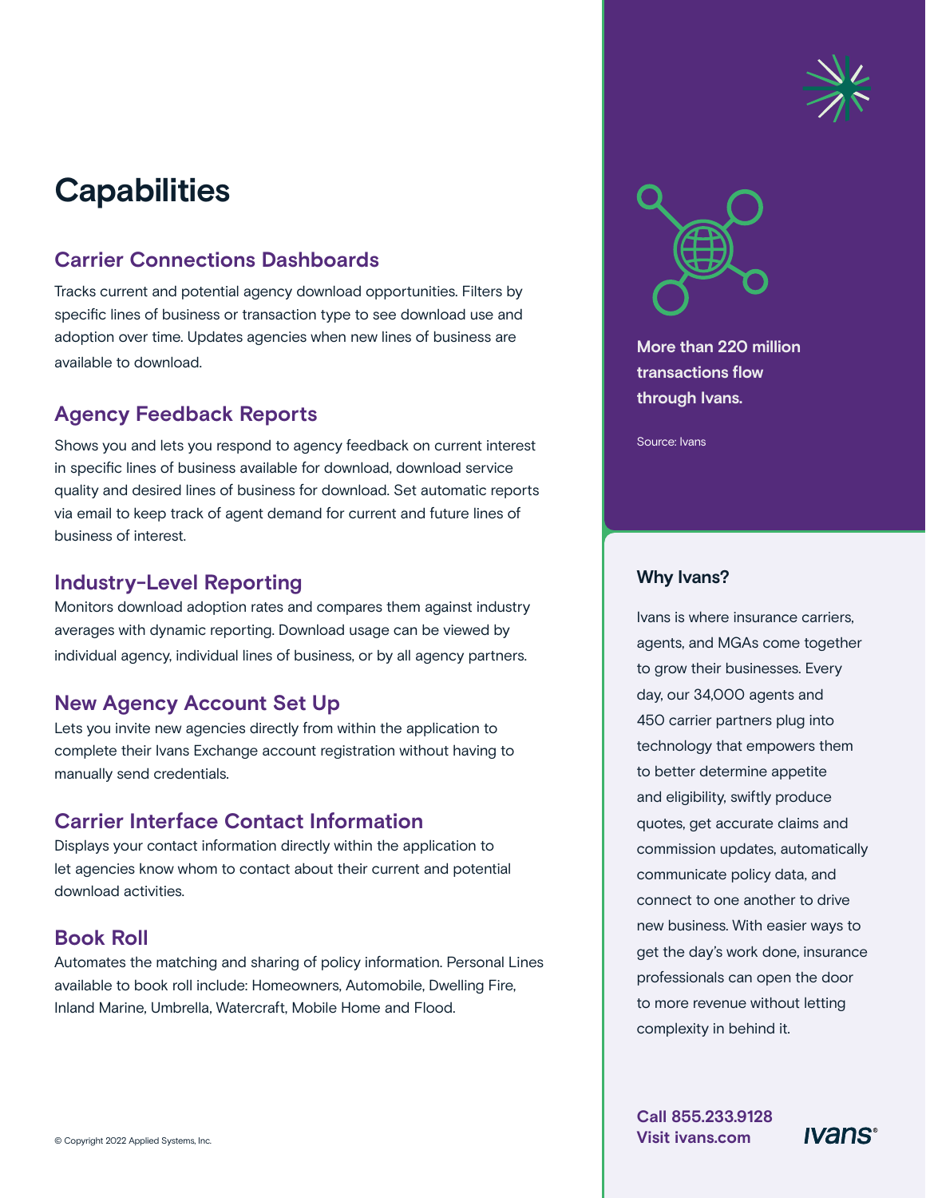# Capabilities

## Carrier Connections Dashboards

Tracks current and potential agency download opportunities. Filters by specific lines of business or transaction type to see download use and adoption over time. Updates agencies when new lines of business are available to download.

## Agency Feedback Reports

Shows you and lets you respond to agency feedback on current interest in specific lines of business available for download, download service quality and desired lines of business for download. Set automatic reports via email to keep track of agent demand for current and future lines of business of interest.

## Industry-Level Reporting

Monitors download adoption rates and compares them against industry averages with dynamic reporting. Download usage can be viewed by individual agency, individual lines of business, or by all agency partners.

## New Agency Account Set Up

Lets you invite new agencies directly from within the application to complete their Ivans Exchange account registration without having to manually send credentials.

## Carrier Interface Contact Information

Displays your contact information directly within the application to let agencies know whom to contact about their current and potential download activities.

## Book Roll

Automates the matching and sharing of policy information. Personal Lines available to book roll include: Homeowners, Automobile, Dwelling Fire, Inland Marine, Umbrella, Watercraft, Mobile Home and Flood.

© Copyright 2022 Applied Systems, Inc.

**More than 220 million transactions flow through Ivans.**

Source: Ivans

### Why Ivans?

Ivans is where insurance carriers, agents, and MGAs come together to grow their businesses. Every day, our 34,000 agents and 450 carrier partners plug into technology that empowers them to better determine appetite and eligibility, swiftly produce quotes, get accurate claims and commission updates, automatically communicate policy data, and connect to one another to drive new business. With easier ways to get the day's work done, insurance professionals can open the door to more revenue without letting complexity in behind it.

**Call 855.233.9128**
**Visit ivans.com**

ivans®